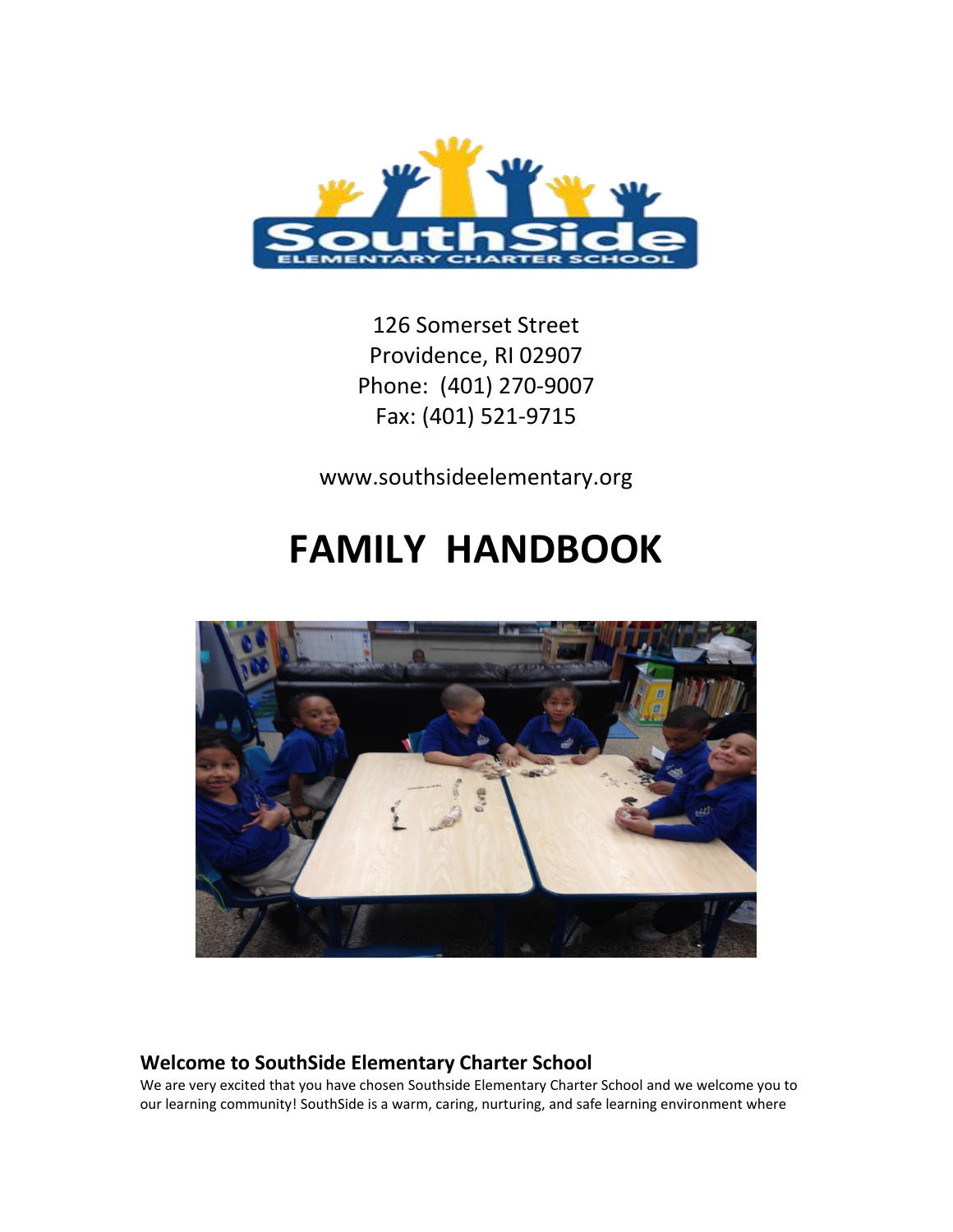126 Somerset Street
Providence, RI 02907
Phone: (401) 270-9007
Fax: (401) 521-9715

www.southsideelementary.org

# FAMILY HANDBOOK

## Welcome to SouthSide Elementary Charter School

We are very excited that you have chosen Southside Elementary Charter School and we welcome you to our learning community! SouthSide is a warm, caring, nurturing, and safe learning environment where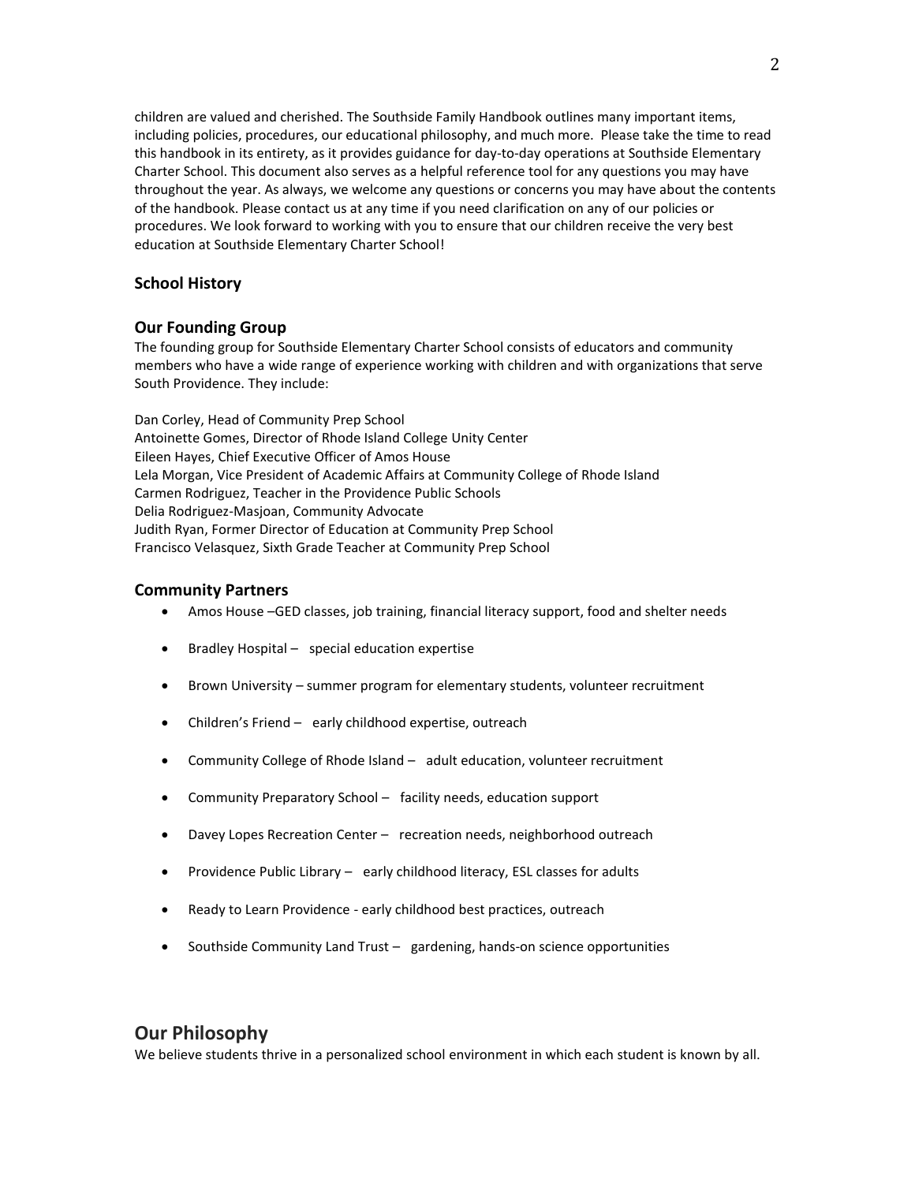children are valued and cherished. The Southside Family Handbook outlines many important items, including policies, procedures, our educational philosophy, and much more. Please take the time to read this handbook in its entirety, as it provides guidance for day-to-day operations at Southside Elementary Charter School. This document also serves as a helpful reference tool for any questions you may have throughout the year. As always, we welcome any questions or concerns you may have about the contents of the handbook. Please contact us at any time if you need clarification on any of our policies or procedures. We look forward to working with you to ensure that our children receive the very best education at Southside Elementary Charter School!

### School History

### Our Founding Group

The founding group for Southside Elementary Charter School consists of educators and community members who have a wide range of experience working with children and with organizations that serve South Providence. They include:

Dan Corley, Head of Community Prep School
Antoinette Gomes, Director of Rhode Island College Unity Center
Eileen Hayes, Chief Executive Officer of Amos House
Lela Morgan, Vice President of Academic Affairs at Community College of Rhode Island
Carmen Rodriguez, Teacher in the Providence Public Schools
Delia Rodriguez-Masjoan, Community Advocate
Judith Ryan, Former Director of Education at Community Prep School
Francisco Velasquez, Sixth Grade Teacher at Community Prep School

### Community Partners

- Amos House –GED classes, job training, financial literacy support, food and shelter needs
- Bradley Hospital – special education expertise
- Brown University – summer program for elementary students, volunteer recruitment
- Children's Friend – early childhood expertise, outreach
- Community College of Rhode Island – adult education, volunteer recruitment
- Community Preparatory School – facility needs, education support
- Davey Lopes Recreation Center – recreation needs, neighborhood outreach
- Providence Public Library – early childhood literacy, ESL classes for adults
- Ready to Learn Providence - early childhood best practices, outreach
- Southside Community Land Trust – gardening, hands-on science opportunities

## Our Philosophy

We believe students thrive in a personalized school environment in which each student is known by all.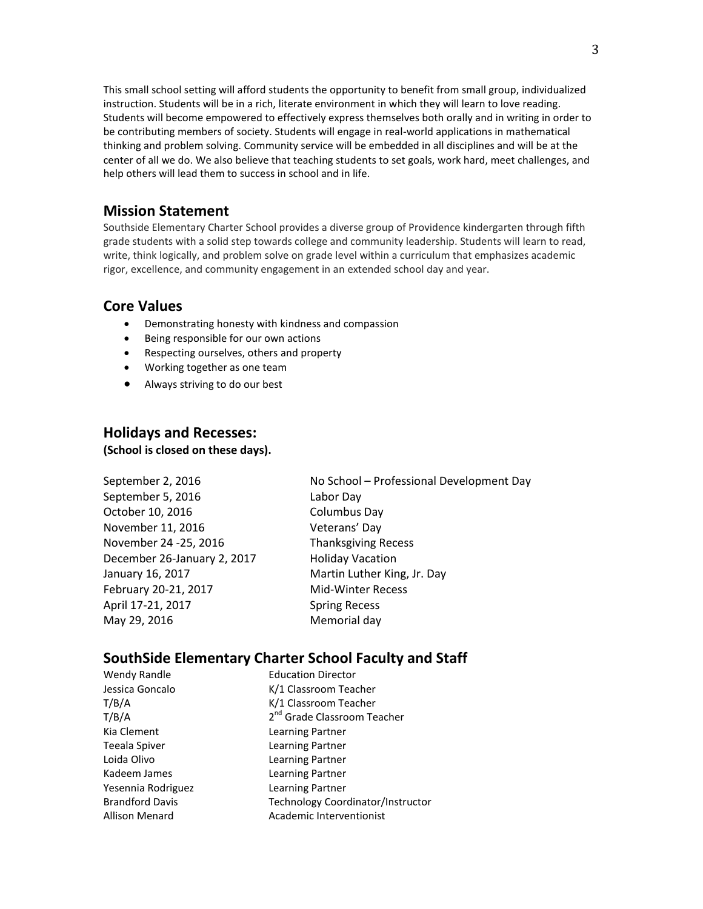This small school setting will afford students the opportunity to benefit from small group, individualized instruction. Students will be in a rich, literate environment in which they will learn to love reading. Students will become empowered to effectively express themselves both orally and in writing in order to be contributing members of society. Students will engage in real-world applications in mathematical thinking and problem solving. Community service will be embedded in all disciplines and will be at the center of all we do. We also believe that teaching students to set goals, work hard, meet challenges, and help others will lead them to success in school and in life.

## Mission Statement

Southside Elementary Charter School provides a diverse group of Providence kindergarten through fifth grade students with a solid step towards college and community leadership. Students will learn to read, write, think logically, and problem solve on grade level within a curriculum that emphasizes academic rigor, excellence, and community engagement in an extended school day and year.

## Core Values

- Demonstrating honesty with kindness and compassion
- Being responsible for our own actions
- Respecting ourselves, others and property
- Working together as one team
- Always striving to do our best

## Holidays and Recesses:

**(School is closed on these days).**

| | |
|---|---|
| September 2, 2016 | No School – Professional Development Day |
| September 5, 2016 | Labor Day |
| October 10, 2016 | Columbus Day |
| November 11, 2016 | Veterans' Day |
| November 24 -25, 2016 | Thanksgiving Recess |
| December 26-January 2, 2017 | Holiday Vacation |
| January 16, 2017 | Martin Luther King, Jr. Day |
| February 20-21, 2017 | Mid-Winter Recess |
| April 17-21, 2017 | Spring Recess |
| May 29, 2016 | Memorial day |

## SouthSide Elementary Charter School Faculty and Staff

| | |
|---|---|
| Wendy Randle | Education Director |
| Jessica Goncalo | K/1 Classroom Teacher |
| T/B/A | K/1 Classroom Teacher |
| T/B/A | 2nd Grade Classroom Teacher |
| Kia Clement | Learning Partner |
| Teeala Spiver | Learning Partner |
| Loida Olivo | Learning Partner |
| Kadeem James | Learning Partner |
| Yesennia Rodriguez | Learning Partner |
| Brandford Davis | Technology Coordinator/Instructor |
| Allison Menard | Academic Interventionist |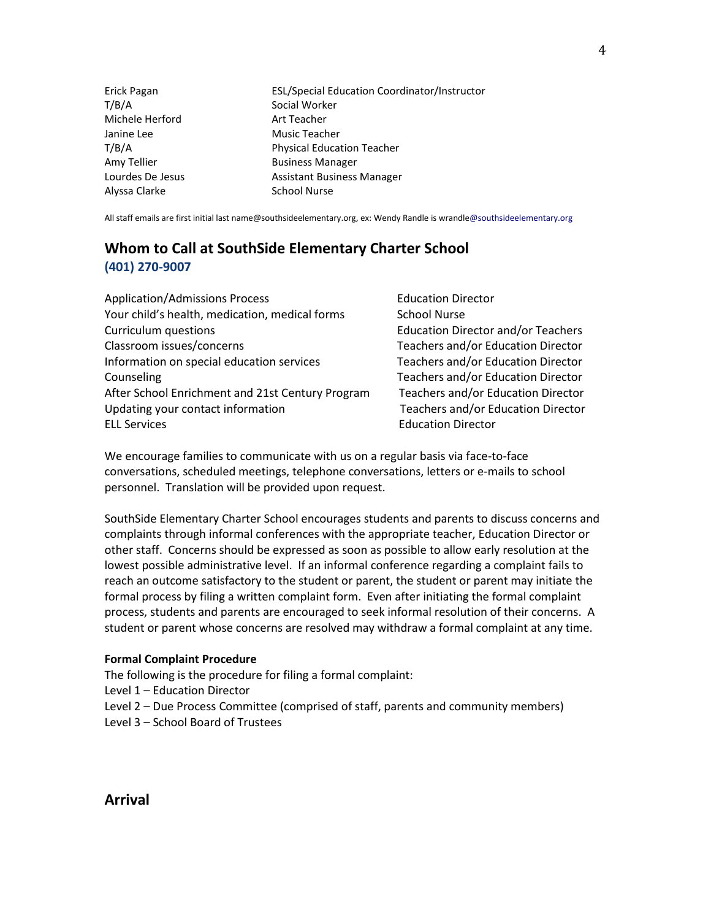| | |
|---|---|
| Erick Pagan | ESL/Special Education Coordinator/Instructor |
| T/B/A | Social Worker |
| Michele Herford | Art Teacher |
| Janine Lee | Music Teacher |
| T/B/A | Physical Education Teacher |
| Amy Tellier | Business Manager |
| Lourdes De Jesus | Assistant Business Manager |
| Alyssa Clarke | School Nurse |

All staff emails are first initial last name@southsideelementary.org, ex: Wendy Randle is wrandle@southsideelementary.org

## Whom to Call at SouthSide Elementary Charter School

**(401) 270-9007**

| | |
|---|---|
| Application/Admissions Process | Education Director |
| Your child's health, medication, medical forms | School Nurse |
| Curriculum questions | Education Director and/or Teachers |
| Classroom issues/concerns | Teachers and/or Education Director |
| Information on special education services | Teachers and/or Education Director |
| Counseling | Teachers and/or Education Director |
| After School Enrichment and 21st Century Program | Teachers and/or Education Director |
| Updating your contact information | Teachers and/or Education Director |
| ELL Services | Education Director |

We encourage families to communicate with us on a regular basis via face-to-face conversations, scheduled meetings, telephone conversations, letters or e-mails to school personnel. Translation will be provided upon request.

SouthSide Elementary Charter School encourages students and parents to discuss concerns and complaints through informal conferences with the appropriate teacher, Education Director or other staff. Concerns should be expressed as soon as possible to allow early resolution at the lowest possible administrative level. If an informal conference regarding a complaint fails to reach an outcome satisfactory to the student or parent, the student or parent may initiate the formal process by filing a written complaint form. Even after initiating the formal complaint process, students and parents are encouraged to seek informal resolution of their concerns. A student or parent whose concerns are resolved may withdraw a formal complaint at any time.

**Formal Complaint Procedure**

The following is the procedure for filing a formal complaint:
Level 1 – Education Director
Level 2 – Due Process Committee (comprised of staff, parents and community members)
Level 3 – School Board of Trustees

## Arrival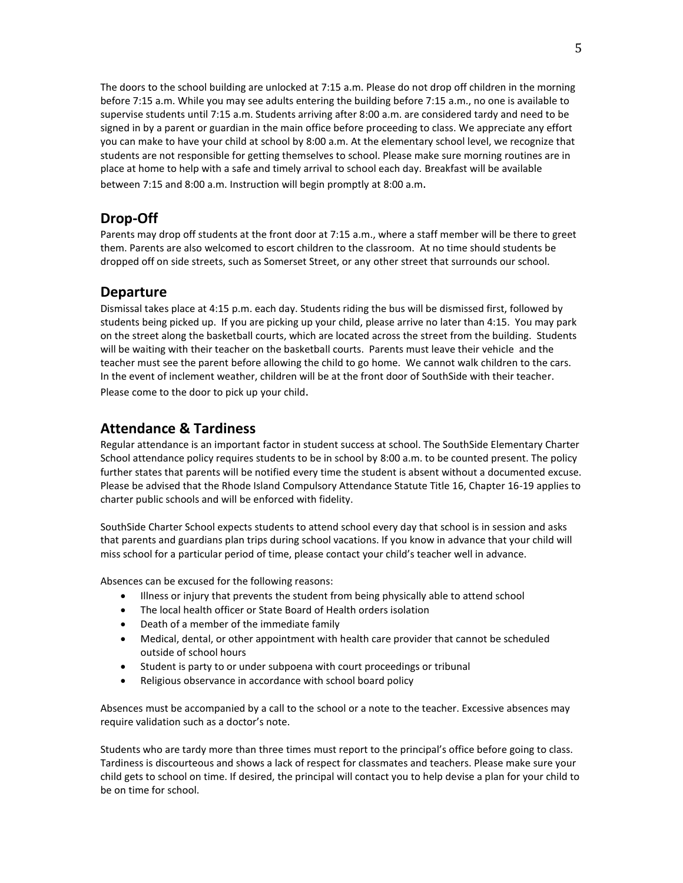The doors to the school building are unlocked at 7:15 a.m. Please do not drop off children in the morning before 7:15 a.m. While you may see adults entering the building before 7:15 a.m., no one is available to supervise students until 7:15 a.m. Students arriving after 8:00 a.m. are considered tardy and need to be signed in by a parent or guardian in the main office before proceeding to class. We appreciate any effort you can make to have your child at school by 8:00 a.m. At the elementary school level, we recognize that students are not responsible for getting themselves to school. Please make sure morning routines are in place at home to help with a safe and timely arrival to school each day. Breakfast will be available between 7:15 and 8:00 a.m. Instruction will begin promptly at 8:00 a.m.

## Drop-Off

Parents may drop off students at the front door at 7:15 a.m., where a staff member will be there to greet them. Parents are also welcomed to escort children to the classroom. At no time should students be dropped off on side streets, such as Somerset Street, or any other street that surrounds our school.

## Departure

Dismissal takes place at 4:15 p.m. each day. Students riding the bus will be dismissed first, followed by students being picked up. If you are picking up your child, please arrive no later than 4:15. You may park on the street along the basketball courts, which are located across the street from the building. Students will be waiting with their teacher on the basketball courts. Parents must leave their vehicle and the teacher must see the parent before allowing the child to go home. We cannot walk children to the cars. In the event of inclement weather, children will be at the front door of SouthSide with their teacher. Please come to the door to pick up your child.

## Attendance & Tardiness

Regular attendance is an important factor in student success at school. The SouthSide Elementary Charter School attendance policy requires students to be in school by 8:00 a.m. to be counted present. The policy further states that parents will be notified every time the student is absent without a documented excuse. Please be advised that the Rhode Island Compulsory Attendance Statute Title 16, Chapter 16-19 applies to charter public schools and will be enforced with fidelity.

SouthSide Charter School expects students to attend school every day that school is in session and asks that parents and guardians plan trips during school vacations. If you know in advance that your child will miss school for a particular period of time, please contact your child's teacher well in advance.

Absences can be excused for the following reasons:

- Illness or injury that prevents the student from being physically able to attend school
- The local health officer or State Board of Health orders isolation
- Death of a member of the immediate family
- Medical, dental, or other appointment with health care provider that cannot be scheduled outside of school hours
- Student is party to or under subpoena with court proceedings or tribunal
- Religious observance in accordance with school board policy

Absences must be accompanied by a call to the school or a note to the teacher. Excessive absences may require validation such as a doctor's note.

Students who are tardy more than three times must report to the principal's office before going to class. Tardiness is discourteous and shows a lack of respect for classmates and teachers. Please make sure your child gets to school on time. If desired, the principal will contact you to help devise a plan for your child to be on time for school.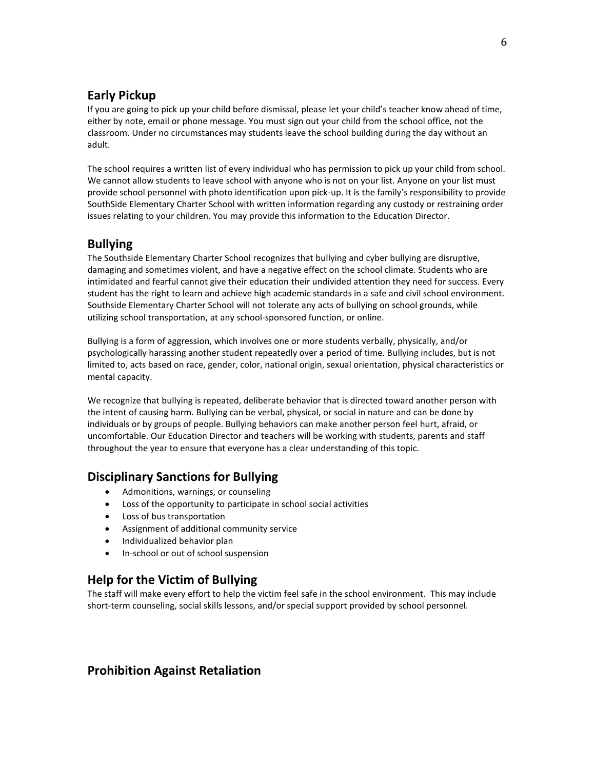## Early Pickup

If you are going to pick up your child before dismissal, please let your child's teacher know ahead of time, either by note, email or phone message. You must sign out your child from the school office, not the classroom. Under no circumstances may students leave the school building during the day without an adult.

The school requires a written list of every individual who has permission to pick up your child from school. We cannot allow students to leave school with anyone who is not on your list. Anyone on your list must provide school personnel with photo identification upon pick-up. It is the family's responsibility to provide SouthSide Elementary Charter School with written information regarding any custody or restraining order issues relating to your children. You may provide this information to the Education Director.

## Bullying

The Southside Elementary Charter School recognizes that bullying and cyber bullying are disruptive, damaging and sometimes violent, and have a negative effect on the school climate. Students who are intimidated and fearful cannot give their education their undivided attention they need for success. Every student has the right to learn and achieve high academic standards in a safe and civil school environment. Southside Elementary Charter School will not tolerate any acts of bullying on school grounds, while utilizing school transportation, at any school-sponsored function, or online.

Bullying is a form of aggression, which involves one or more students verbally, physically, and/or psychologically harassing another student repeatedly over a period of time. Bullying includes, but is not limited to, acts based on race, gender, color, national origin, sexual orientation, physical characteristics or mental capacity.

We recognize that bullying is repeated, deliberate behavior that is directed toward another person with the intent of causing harm. Bullying can be verbal, physical, or social in nature and can be done by individuals or by groups of people. Bullying behaviors can make another person feel hurt, afraid, or uncomfortable. Our Education Director and teachers will be working with students, parents and staff throughout the year to ensure that everyone has a clear understanding of this topic.

## Disciplinary Sanctions for Bullying

- Admonitions, warnings, or counseling
- Loss of the opportunity to participate in school social activities
- Loss of bus transportation
- Assignment of additional community service
- Individualized behavior plan
- In-school or out of school suspension

## Help for the Victim of Bullying

The staff will make every effort to help the victim feel safe in the school environment. This may include short-term counseling, social skills lessons, and/or special support provided by school personnel.

## Prohibition Against Retaliation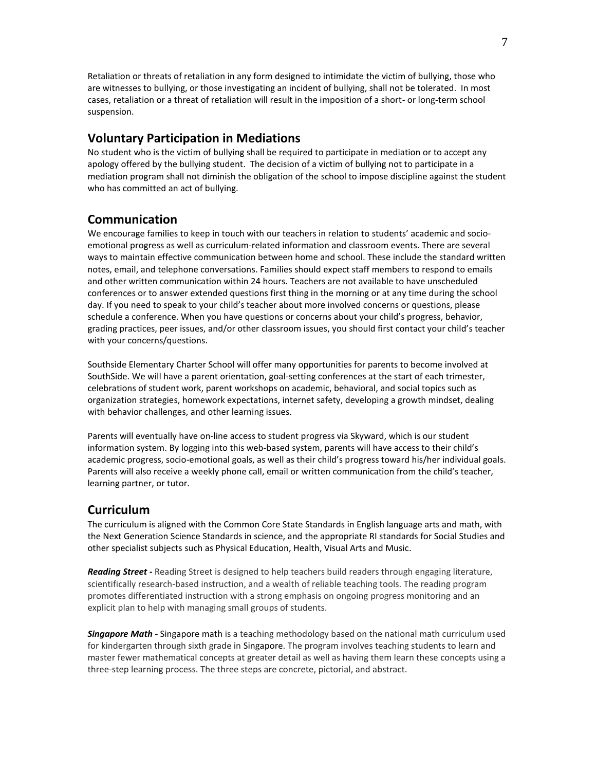Retaliation or threats of retaliation in any form designed to intimidate the victim of bullying, those who are witnesses to bullying, or those investigating an incident of bullying, shall not be tolerated. In most cases, retaliation or a threat of retaliation will result in the imposition of a short- or long-term school suspension.

## Voluntary Participation in Mediations

No student who is the victim of bullying shall be required to participate in mediation or to accept any apology offered by the bullying student. The decision of a victim of bullying not to participate in a mediation program shall not diminish the obligation of the school to impose discipline against the student who has committed an act of bullying.

## Communication

We encourage families to keep in touch with our teachers in relation to students' academic and socio-emotional progress as well as curriculum-related information and classroom events. There are several ways to maintain effective communication between home and school. These include the standard written notes, email, and telephone conversations. Families should expect staff members to respond to emails and other written communication within 24 hours. Teachers are not available to have unscheduled conferences or to answer extended questions first thing in the morning or at any time during the school day. If you need to speak to your child's teacher about more involved concerns or questions, please schedule a conference. When you have questions or concerns about your child's progress, behavior, grading practices, peer issues, and/or other classroom issues, you should first contact your child's teacher with your concerns/questions.

Southside Elementary Charter School will offer many opportunities for parents to become involved at SouthSide. We will have a parent orientation, goal-setting conferences at the start of each trimester, celebrations of student work, parent workshops on academic, behavioral, and social topics such as organization strategies, homework expectations, internet safety, developing a growth mindset, dealing with behavior challenges, and other learning issues.

Parents will eventually have on-line access to student progress via Skyward, which is our student information system. By logging into this web-based system, parents will have access to their child's academic progress, socio-emotional goals, as well as their child's progress toward his/her individual goals. Parents will also receive a weekly phone call, email or written communication from the child's teacher, learning partner, or tutor.

## Curriculum

The curriculum is aligned with the Common Core State Standards in English language arts and math, with the Next Generation Science Standards in science, and the appropriate RI standards for Social Studies and other specialist subjects such as Physical Education, Health, Visual Arts and Music.

***Reading Street -*** Reading Street is designed to help teachers build readers through engaging literature, scientifically research-based instruction, and a wealth of reliable teaching tools. The reading program promotes differentiated instruction with a strong emphasis on ongoing progress monitoring and an explicit plan to help with managing small groups of students.

***Singapore Math -*** Singapore math is a teaching methodology based on the national math curriculum used for kindergarten through sixth grade in Singapore. The program involves teaching students to learn and master fewer mathematical concepts at greater detail as well as having them learn these concepts using a three-step learning process. The three steps are concrete, pictorial, and abstract.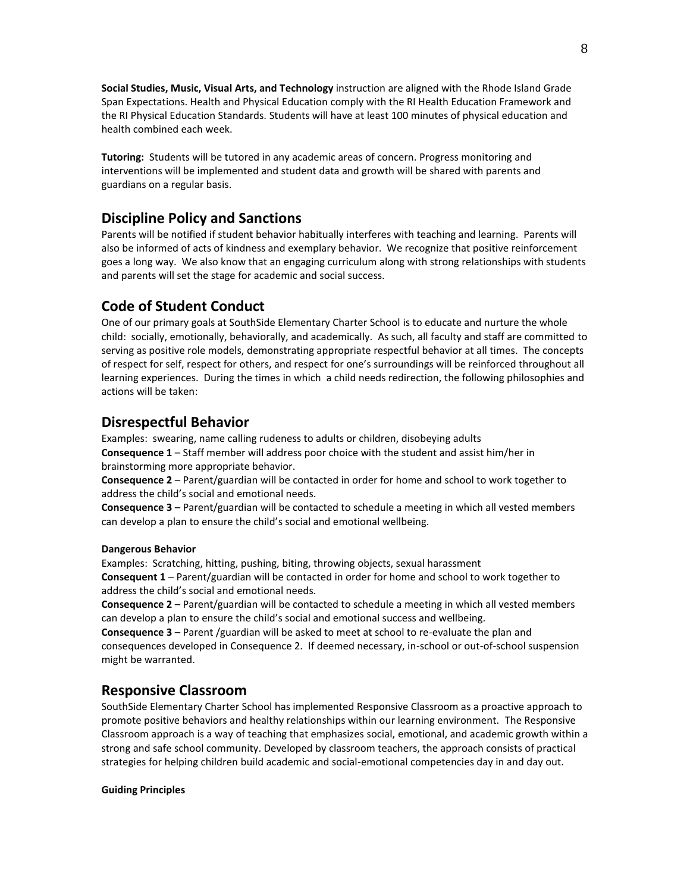**Social Studies, Music, Visual Arts, and Technology** instruction are aligned with the Rhode Island Grade Span Expectations. Health and Physical Education comply with the RI Health Education Framework and the RI Physical Education Standards. Students will have at least 100 minutes of physical education and health combined each week.

**Tutoring:** Students will be tutored in any academic areas of concern. Progress monitoring and interventions will be implemented and student data and growth will be shared with parents and guardians on a regular basis.

## Discipline Policy and Sanctions

Parents will be notified if student behavior habitually interferes with teaching and learning. Parents will also be informed of acts of kindness and exemplary behavior. We recognize that positive reinforcement goes a long way. We also know that an engaging curriculum along with strong relationships with students and parents will set the stage for academic and social success.

## Code of Student Conduct

One of our primary goals at SouthSide Elementary Charter School is to educate and nurture the whole child: socially, emotionally, behaviorally, and academically. As such, all faculty and staff are committed to serving as positive role models, demonstrating appropriate respectful behavior at all times. The concepts of respect for self, respect for others, and respect for one's surroundings will be reinforced throughout all learning experiences. During the times in which a child needs redirection, the following philosophies and actions will be taken:

## Disrespectful Behavior

Examples: swearing, name calling rudeness to adults or children, disobeying adults

**Consequence 1** – Staff member will address poor choice with the student and assist him/her in brainstorming more appropriate behavior.

**Consequence 2** – Parent/guardian will be contacted in order for home and school to work together to address the child's social and emotional needs.

**Consequence 3** – Parent/guardian will be contacted to schedule a meeting in which all vested members can develop a plan to ensure the child's social and emotional wellbeing.

**Dangerous Behavior**

Examples: Scratching, hitting, pushing, biting, throwing objects, sexual harassment

**Consequent 1** – Parent/guardian will be contacted in order for home and school to work together to address the child's social and emotional needs.

**Consequence 2** – Parent/guardian will be contacted to schedule a meeting in which all vested members can develop a plan to ensure the child's social and emotional success and wellbeing.

**Consequence 3** – Parent /guardian will be asked to meet at school to re-evaluate the plan and consequences developed in Consequence 2. If deemed necessary, in-school or out-of-school suspension might be warranted.

## Responsive Classroom

SouthSide Elementary Charter School has implemented Responsive Classroom as a proactive approach to promote positive behaviors and healthy relationships within our learning environment. The Responsive Classroom approach is a way of teaching that emphasizes social, emotional, and academic growth within a strong and safe school community. Developed by classroom teachers, the approach consists of practical strategies for helping children build academic and social-emotional competencies day in and day out.

**Guiding Principles**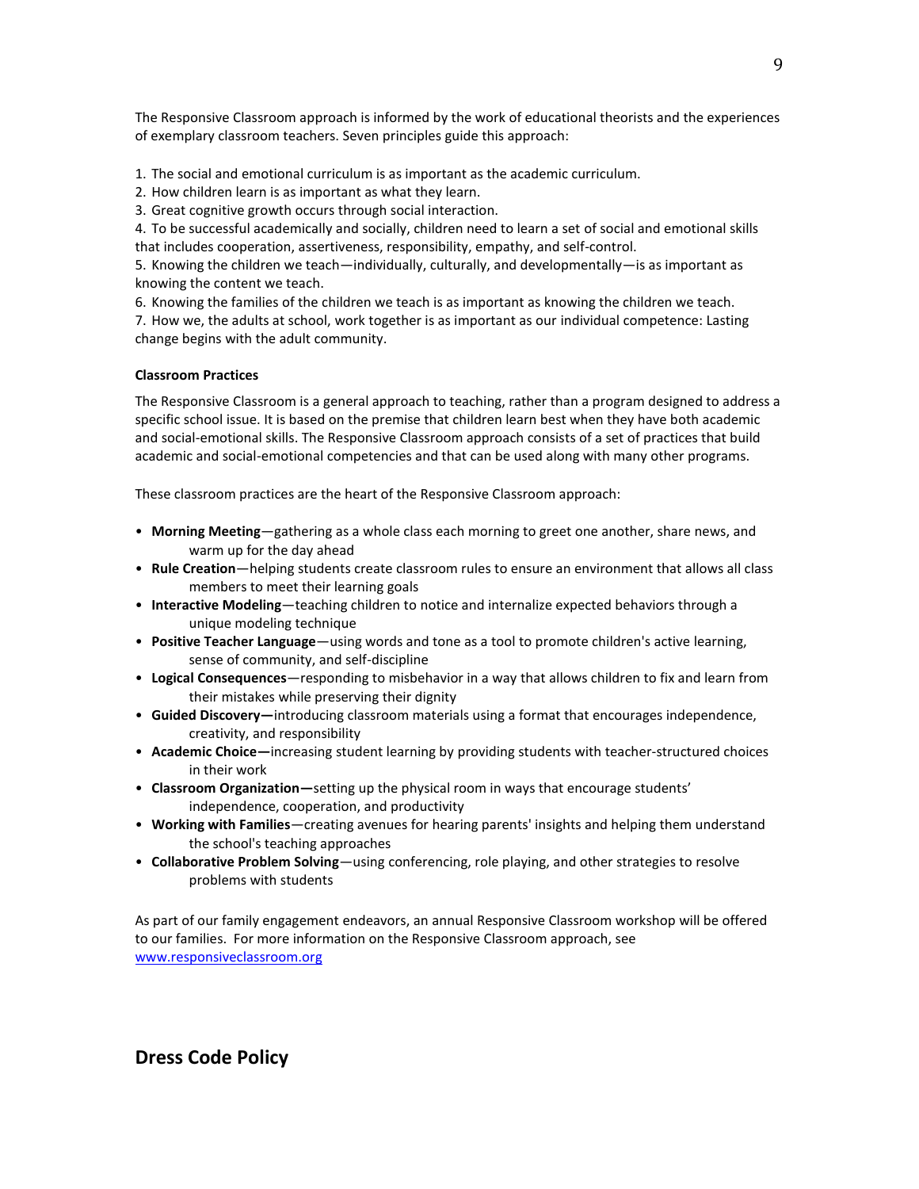The Responsive Classroom approach is informed by the work of educational theorists and the experiences of exemplary classroom teachers. Seven principles guide this approach:

1. The social and emotional curriculum is as important as the academic curriculum.
2. How children learn is as important as what they learn.
3. Great cognitive growth occurs through social interaction.
4. To be successful academically and socially, children need to learn a set of social and emotional skills that includes cooperation, assertiveness, responsibility, empathy, and self-control.
5. Knowing the children we teach—individually, culturally, and developmentally—is as important as knowing the content we teach.
6. Knowing the families of the children we teach is as important as knowing the children we teach.
7. How we, the adults at school, work together is as important as our individual competence: Lasting change begins with the adult community.

**Classroom Practices**

The Responsive Classroom is a general approach to teaching, rather than a program designed to address a specific school issue. It is based on the premise that children learn best when they have both academic and social-emotional skills. The Responsive Classroom approach consists of a set of practices that build academic and social-emotional competencies and that can be used along with many other programs.

These classroom practices are the heart of the Responsive Classroom approach:

- **Morning Meeting**—gathering as a whole class each morning to greet one another, share news, and warm up for the day ahead
- **Rule Creation**—helping students create classroom rules to ensure an environment that allows all class members to meet their learning goals
- **Interactive Modeling**—teaching children to notice and internalize expected behaviors through a unique modeling technique
- **Positive Teacher Language**—using words and tone as a tool to promote children's active learning, sense of community, and self-discipline
- **Logical Consequences**—responding to misbehavior in a way that allows children to fix and learn from their mistakes while preserving their dignity
- **Guided Discovery—**introducing classroom materials using a format that encourages independence, creativity, and responsibility
- **Academic Choice—**increasing student learning by providing students with teacher-structured choices in their work
- **Classroom Organization—**setting up the physical room in ways that encourage students' independence, cooperation, and productivity
- **Working with Families**—creating avenues for hearing parents' insights and helping them understand the school's teaching approaches
- **Collaborative Problem Solving**—using conferencing, role playing, and other strategies to resolve problems with students

As part of our family engagement endeavors, an annual Responsive Classroom workshop will be offered to our families. For more information on the Responsive Classroom approach, see www.responsiveclassroom.org

## Dress Code Policy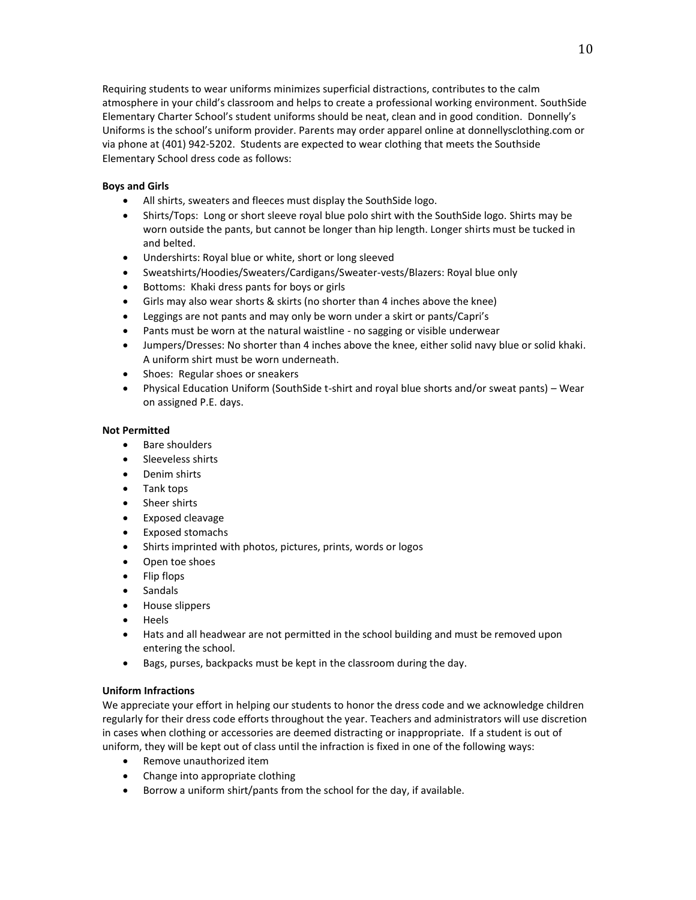Requiring students to wear uniforms minimizes superficial distractions, contributes to the calm atmosphere in your child's classroom and helps to create a professional working environment. SouthSide Elementary Charter School's student uniforms should be neat, clean and in good condition. Donnelly's Uniforms is the school's uniform provider. Parents may order apparel online at donnellysclothing.com or via phone at (401) 942-5202. Students are expected to wear clothing that meets the Southside Elementary School dress code as follows:

**Boys and Girls**

- All shirts, sweaters and fleeces must display the SouthSide logo.
- Shirts/Tops: Long or short sleeve royal blue polo shirt with the SouthSide logo. Shirts may be worn outside the pants, but cannot be longer than hip length. Longer shirts must be tucked in and belted.
- Undershirts: Royal blue or white, short or long sleeved
- Sweatshirts/Hoodies/Sweaters/Cardigans/Sweater-vests/Blazers: Royal blue only
- Bottoms: Khaki dress pants for boys or girls
- Girls may also wear shorts & skirts (no shorter than 4 inches above the knee)
- Leggings are not pants and may only be worn under a skirt or pants/Capri's
- Pants must be worn at the natural waistline - no sagging or visible underwear
- Jumpers/Dresses: No shorter than 4 inches above the knee, either solid navy blue or solid khaki. A uniform shirt must be worn underneath.
- Shoes: Regular shoes or sneakers
- Physical Education Uniform (SouthSide t-shirt and royal blue shorts and/or sweat pants) – Wear on assigned P.E. days.

**Not Permitted**

- Bare shoulders
- Sleeveless shirts
- Denim shirts
- Tank tops
- Sheer shirts
- Exposed cleavage
- Exposed stomachs
- Shirts imprinted with photos, pictures, prints, words or logos
- Open toe shoes
- Flip flops
- Sandals
- House slippers
- Heels
- Hats and all headwear are not permitted in the school building and must be removed upon entering the school.
- Bags, purses, backpacks must be kept in the classroom during the day.

**Uniform Infractions**

We appreciate your effort in helping our students to honor the dress code and we acknowledge children regularly for their dress code efforts throughout the year. Teachers and administrators will use discretion in cases when clothing or accessories are deemed distracting or inappropriate. If a student is out of uniform, they will be kept out of class until the infraction is fixed in one of the following ways:

- Remove unauthorized item
- Change into appropriate clothing
- Borrow a uniform shirt/pants from the school for the day, if available.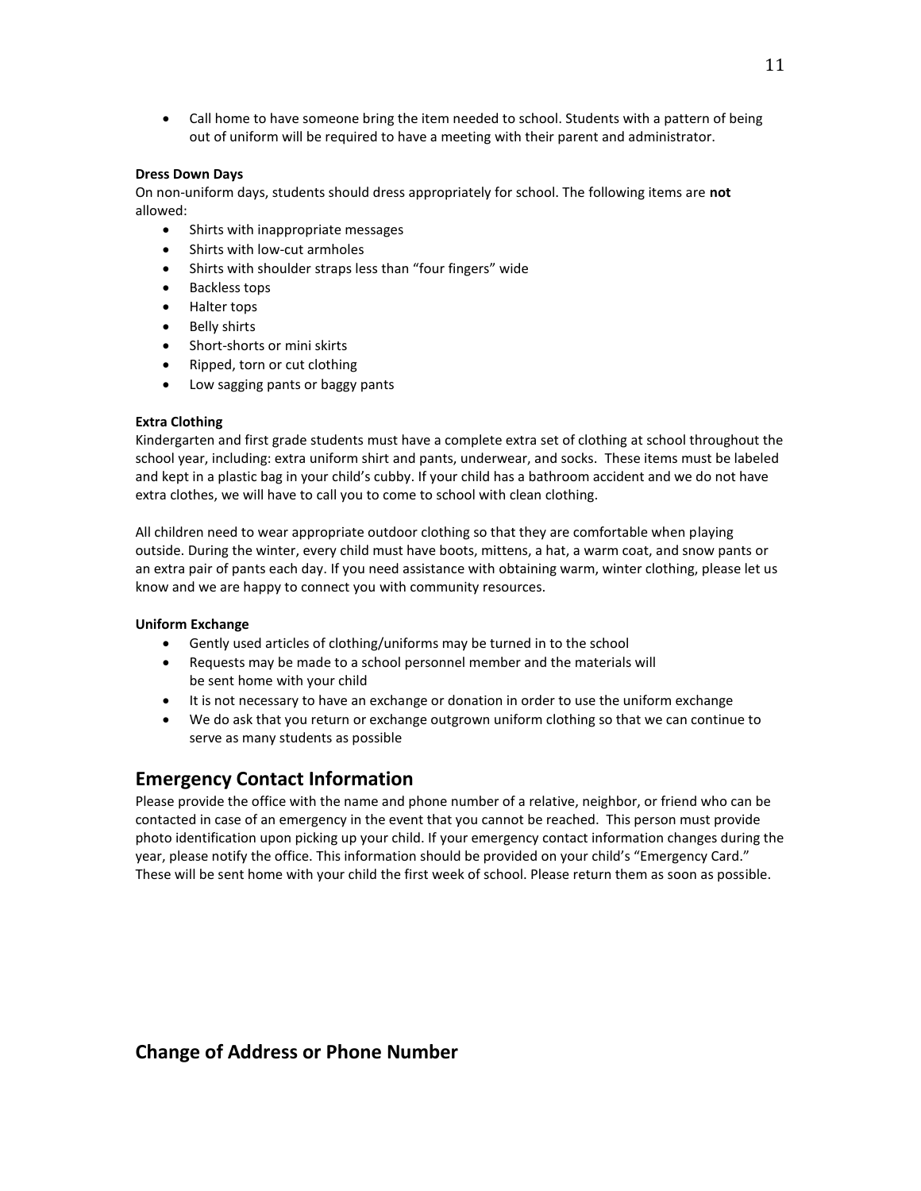- Call home to have someone bring the item needed to school. Students with a pattern of being out of uniform will be required to have a meeting with their parent and administrator.

**Dress Down Days**

On non-uniform days, students should dress appropriately for school. The following items are **not** allowed:

- Shirts with inappropriate messages
- Shirts with low-cut armholes
- Shirts with shoulder straps less than "four fingers" wide
- Backless tops
- Halter tops
- Belly shirts
- Short-shorts or mini skirts
- Ripped, torn or cut clothing
- Low sagging pants or baggy pants

**Extra Clothing**

Kindergarten and first grade students must have a complete extra set of clothing at school throughout the school year, including: extra uniform shirt and pants, underwear, and socks. These items must be labeled and kept in a plastic bag in your child's cubby. If your child has a bathroom accident and we do not have extra clothes, we will have to call you to come to school with clean clothing.

All children need to wear appropriate outdoor clothing so that they are comfortable when playing outside. During the winter, every child must have boots, mittens, a hat, a warm coat, and snow pants or an extra pair of pants each day. If you need assistance with obtaining warm, winter clothing, please let us know and we are happy to connect you with community resources.

**Uniform Exchange**

- Gently used articles of clothing/uniforms may be turned in to the school
- Requests may be made to a school personnel member and the materials will be sent home with your child
- It is not necessary to have an exchange or donation in order to use the uniform exchange
- We do ask that you return or exchange outgrown uniform clothing so that we can continue to serve as many students as possible

## Emergency Contact Information

Please provide the office with the name and phone number of a relative, neighbor, or friend who can be contacted in case of an emergency in the event that you cannot be reached. This person must provide photo identification upon picking up your child. If your emergency contact information changes during the year, please notify the office. This information should be provided on your child's "Emergency Card." These will be sent home with your child the first week of school. Please return them as soon as possible.

## Change of Address or Phone Number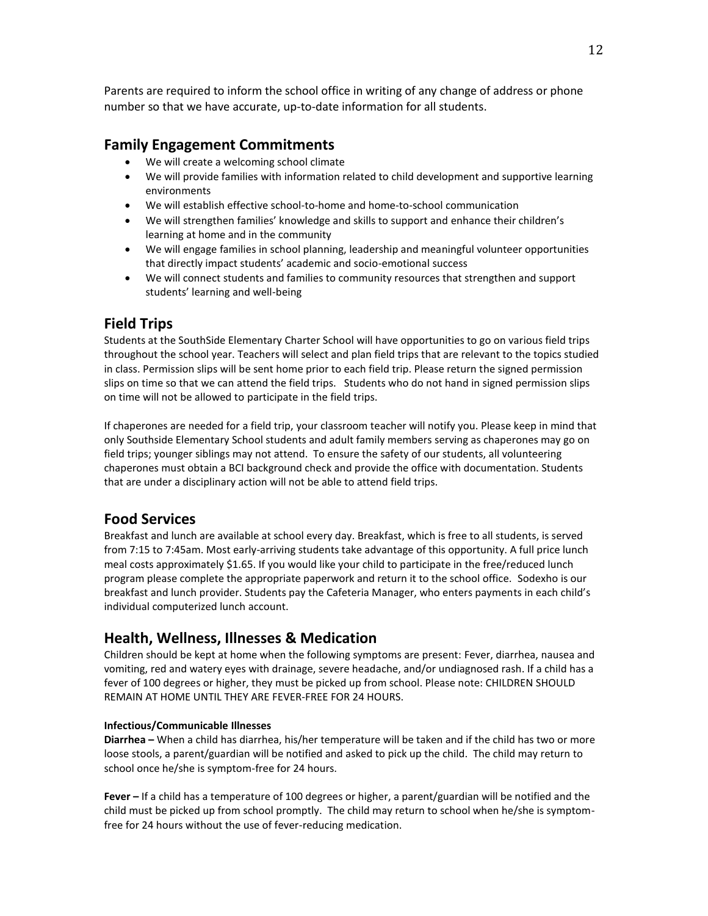Parents are required to inform the school office in writing of any change of address or phone number so that we have accurate, up-to-date information for all students.

## Family Engagement Commitments

- We will create a welcoming school climate
- We will provide families with information related to child development and supportive learning environments
- We will establish effective school-to-home and home-to-school communication
- We will strengthen families' knowledge and skills to support and enhance their children's learning at home and in the community
- We will engage families in school planning, leadership and meaningful volunteer opportunities that directly impact students' academic and socio-emotional success
- We will connect students and families to community resources that strengthen and support students' learning and well-being

## Field Trips

Students at the SouthSide Elementary Charter School will have opportunities to go on various field trips throughout the school year. Teachers will select and plan field trips that are relevant to the topics studied in class. Permission slips will be sent home prior to each field trip. Please return the signed permission slips on time so that we can attend the field trips. Students who do not hand in signed permission slips on time will not be allowed to participate in the field trips.

If chaperones are needed for a field trip, your classroom teacher will notify you. Please keep in mind that only Southside Elementary School students and adult family members serving as chaperones may go on field trips; younger siblings may not attend. To ensure the safety of our students, all volunteering chaperones must obtain a BCI background check and provide the office with documentation. Students that are under a disciplinary action will not be able to attend field trips.

## Food Services

Breakfast and lunch are available at school every day. Breakfast, which is free to all students, is served from 7:15 to 7:45am. Most early-arriving students take advantage of this opportunity. A full price lunch meal costs approximately $1.65. If you would like your child to participate in the free/reduced lunch program please complete the appropriate paperwork and return it to the school office. Sodexho is our breakfast and lunch provider. Students pay the Cafeteria Manager, who enters payments in each child's individual computerized lunch account.

## Health, Wellness, Illnesses & Medication

Children should be kept at home when the following symptoms are present: Fever, diarrhea, nausea and vomiting, red and watery eyes with drainage, severe headache, and/or undiagnosed rash. If a child has a fever of 100 degrees or higher, they must be picked up from school. Please note: CHILDREN SHOULD REMAIN AT HOME UNTIL THEY ARE FEVER-FREE FOR 24 HOURS.

**Infectious/Communicable Illnesses**

**Diarrhea –** When a child has diarrhea, his/her temperature will be taken and if the child has two or more loose stools, a parent/guardian will be notified and asked to pick up the child. The child may return to school once he/she is symptom-free for 24 hours.

**Fever –** If a child has a temperature of 100 degrees or higher, a parent/guardian will be notified and the child must be picked up from school promptly. The child may return to school when he/she is symptom-free for 24 hours without the use of fever-reducing medication.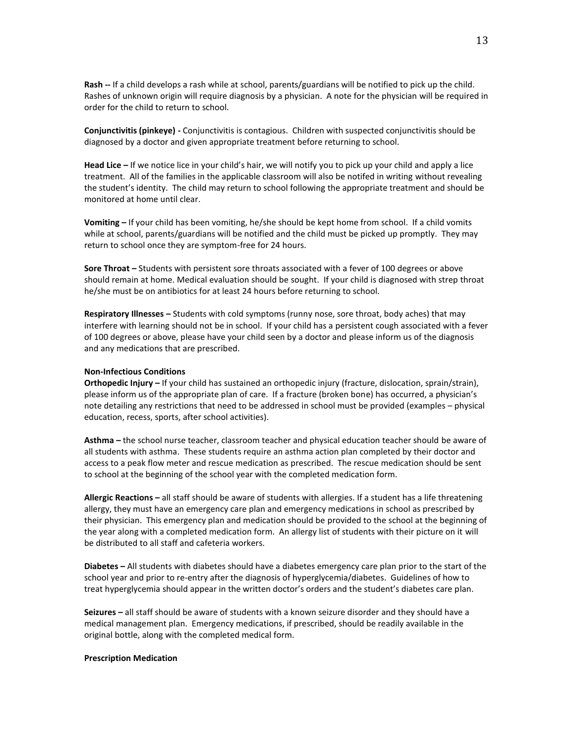**Rash --** If a child develops a rash while at school, parents/guardians will be notified to pick up the child. Rashes of unknown origin will require diagnosis by a physician. A note for the physician will be required in order for the child to return to school.

**Conjunctivitis (pinkeye) -** Conjunctivitis is contagious. Children with suspected conjunctivitis should be diagnosed by a doctor and given appropriate treatment before returning to school.

**Head Lice –** If we notice lice in your child's hair, we will notify you to pick up your child and apply a lice treatment. All of the families in the applicable classroom will also be notifed in writing without revealing the student's identity. The child may return to school following the appropriate treatment and should be monitored at home until clear.

**Vomiting –** If your child has been vomiting, he/she should be kept home from school. If a child vomits while at school, parents/guardians will be notified and the child must be picked up promptly. They may return to school once they are symptom-free for 24 hours.

**Sore Throat –** Students with persistent sore throats associated with a fever of 100 degrees or above should remain at home. Medical evaluation should be sought. If your child is diagnosed with strep throat he/she must be on antibiotics for at least 24 hours before returning to school.

**Respiratory Illnesses –** Students with cold symptoms (runny nose, sore throat, body aches) that may interfere with learning should not be in school. If your child has a persistent cough associated with a fever of 100 degrees or above, please have your child seen by a doctor and please inform us of the diagnosis and any medications that are prescribed.

**Non-Infectious Conditions**

**Orthopedic Injury –** If your child has sustained an orthopedic injury (fracture, dislocation, sprain/strain), please inform us of the appropriate plan of care. If a fracture (broken bone) has occurred, a physician's note detailing any restrictions that need to be addressed in school must be provided (examples – physical education, recess, sports, after school activities).

**Asthma –** the school nurse teacher, classroom teacher and physical education teacher should be aware of all students with asthma. These students require an asthma action plan completed by their doctor and access to a peak flow meter and rescue medication as prescribed. The rescue medication should be sent to school at the beginning of the school year with the completed medication form.

**Allergic Reactions –** all staff should be aware of students with allergies. If a student has a life threatening allergy, they must have an emergency care plan and emergency medications in school as prescribed by their physician. This emergency plan and medication should be provided to the school at the beginning of the year along with a completed medication form. An allergy list of students with their picture on it will be distributed to all staff and cafeteria workers.

**Diabetes –** All students with diabetes should have a diabetes emergency care plan prior to the start of the school year and prior to re-entry after the diagnosis of hyperglycemia/diabetes. Guidelines of how to treat hyperglycemia should appear in the written doctor's orders and the student's diabetes care plan.

**Seizures –** all staff should be aware of students with a known seizure disorder and they should have a medical management plan. Emergency medications, if prescribed, should be readily available in the original bottle, along with the completed medical form.

**Prescription Medication**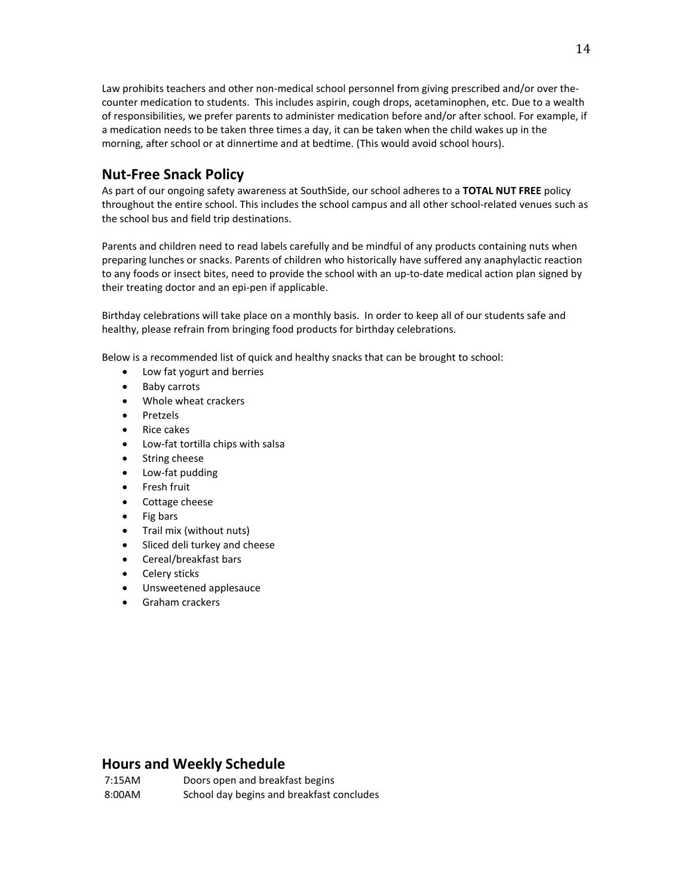Law prohibits teachers and other non-medical school personnel from giving prescribed and/or over the-counter medication to students. This includes aspirin, cough drops, acetaminophen, etc. Due to a wealth of responsibilities, we prefer parents to administer medication before and/or after school. For example, if a medication needs to be taken three times a day, it can be taken when the child wakes up in the morning, after school or at dinnertime and at bedtime. (This would avoid school hours).

## Nut-Free Snack Policy

As part of our ongoing safety awareness at SouthSide, our school adheres to a **TOTAL NUT FREE** policy throughout the entire school. This includes the school campus and all other school-related venues such as the school bus and field trip destinations.

Parents and children need to read labels carefully and be mindful of any products containing nuts when preparing lunches or snacks. Parents of children who historically have suffered any anaphylactic reaction to any foods or insect bites, need to provide the school with an up-to-date medical action plan signed by their treating doctor and an epi-pen if applicable.

Birthday celebrations will take place on a monthly basis. In order to keep all of our students safe and healthy, please refrain from bringing food products for birthday celebrations.

Below is a recommended list of quick and healthy snacks that can be brought to school:

- Low fat yogurt and berries
- Baby carrots
- Whole wheat crackers
- Pretzels
- Rice cakes
- Low-fat tortilla chips with salsa
- String cheese
- Low-fat pudding
- Fresh fruit
- Cottage cheese
- Fig bars
- Trail mix (without nuts)
- Sliced deli turkey and cheese
- Cereal/breakfast bars
- Celery sticks
- Unsweetened applesauce
- Graham crackers

## Hours and Weekly Schedule

| | |
|---|---|
| 7:15AM | Doors open and breakfast begins |
| 8:00AM | School day begins and breakfast concludes |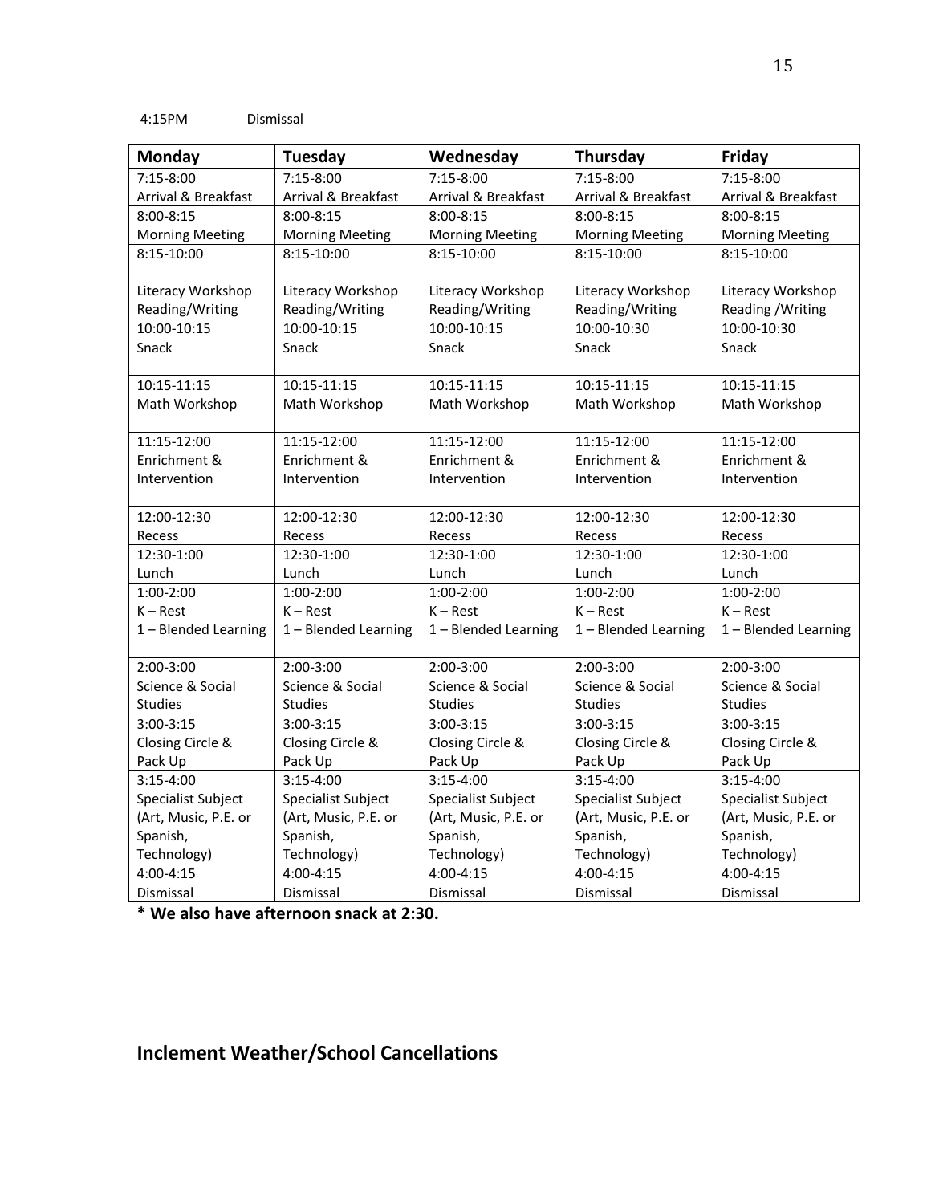4:15PM Dismissal

| Monday | Tuesday | Wednesday | Thursday | Friday |
|---|---|---|---|---|
| 7:15-8:00 Arrival & Breakfast | 7:15-8:00 Arrival & Breakfast | 7:15-8:00 Arrival & Breakfast | 7:15-8:00 Arrival & Breakfast | 7:15-8:00 Arrival & Breakfast |
| 8:00-8:15 Morning Meeting | 8:00-8:15 Morning Meeting | 8:00-8:15 Morning Meeting | 8:00-8:15 Morning Meeting | 8:00-8:15 Morning Meeting |
| 8:15-10:00 Literacy Workshop Reading/Writing | 8:15-10:00 Literacy Workshop Reading/Writing | 8:15-10:00 Literacy Workshop Reading/Writing | 8:15-10:00 Literacy Workshop Reading/Writing | 8:15-10:00 Literacy Workshop Reading /Writing |
| 10:00-10:15 Snack | 10:00-10:15 Snack | 10:00-10:15 Snack | 10:00-10:30 Snack | 10:00-10:30 Snack |
| 10:15-11:15 Math Workshop | 10:15-11:15 Math Workshop | 10:15-11:15 Math Workshop | 10:15-11:15 Math Workshop | 10:15-11:15 Math Workshop |
| 11:15-12:00 Enrichment & Intervention | 11:15-12:00 Enrichment & Intervention | 11:15-12:00 Enrichment & Intervention | 11:15-12:00 Enrichment & Intervention | 11:15-12:00 Enrichment & Intervention |
| 12:00-12:30 Recess | 12:00-12:30 Recess | 12:00-12:30 Recess | 12:00-12:30 Recess | 12:00-12:30 Recess |
| 12:30-1:00 Lunch | 12:30-1:00 Lunch | 12:30-1:00 Lunch | 12:30-1:00 Lunch | 12:30-1:00 Lunch |
| 1:00-2:00 K – Rest 1 – Blended Learning | 1:00-2:00 K – Rest 1 – Blended Learning | 1:00-2:00 K – Rest 1 – Blended Learning | 1:00-2:00 K – Rest 1 – Blended Learning | 1:00-2:00 K – Rest 1 – Blended Learning |
| 2:00-3:00 Science & Social Studies | 2:00-3:00 Science & Social Studies | 2:00-3:00 Science & Social Studies | 2:00-3:00 Science & Social Studies | 2:00-3:00 Science & Social Studies |
| 3:00-3:15 Closing Circle & Pack Up | 3:00-3:15 Closing Circle & Pack Up | 3:00-3:15 Closing Circle & Pack Up | 3:00-3:15 Closing Circle & Pack Up | 3:00-3:15 Closing Circle & Pack Up |
| 3:15-4:00 Specialist Subject (Art, Music, P.E. or Spanish, Technology) | 3:15-4:00 Specialist Subject (Art, Music, P.E. or Spanish, Technology) | 3:15-4:00 Specialist Subject (Art, Music, P.E. or Spanish, Technology) | 3:15-4:00 Specialist Subject (Art, Music, P.E. or Spanish, Technology) | 3:15-4:00 Specialist Subject (Art, Music, P.E. or Spanish, Technology) |
| 4:00-4:15 Dismissal | 4:00-4:15 Dismissal | 4:00-4:15 Dismissal | 4:00-4:15 Dismissal | 4:00-4:15 Dismissal |

**\* We also have afternoon snack at 2:30.**

## Inclement Weather/School Cancellations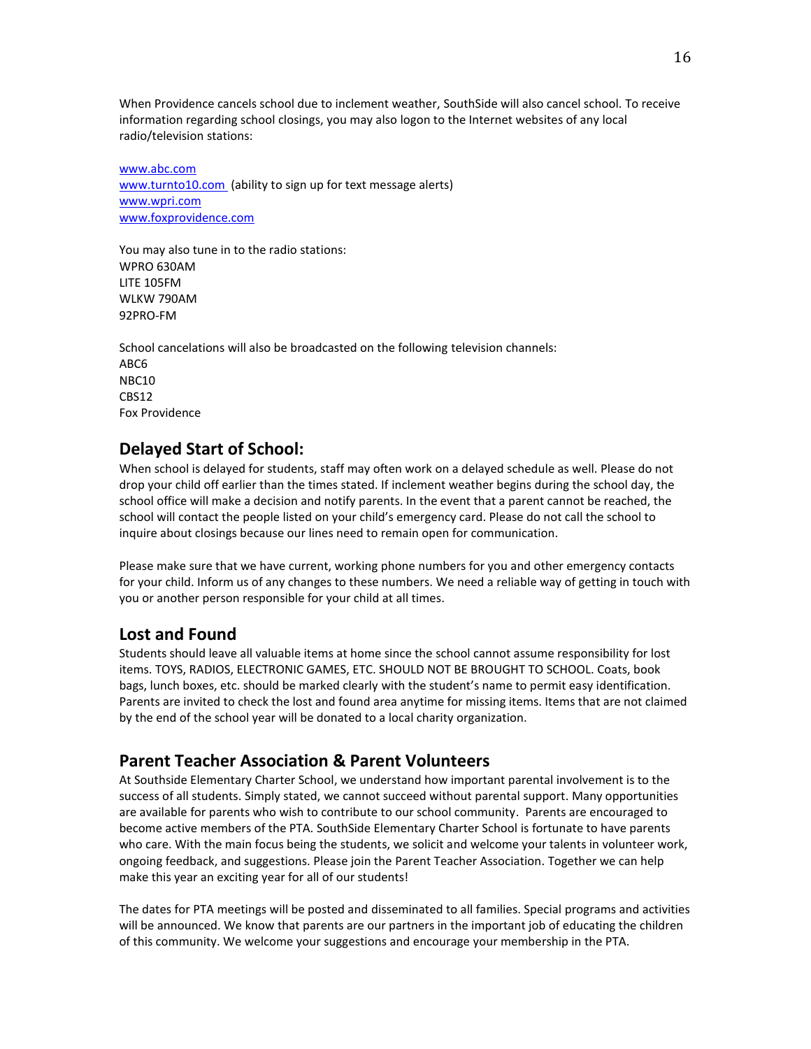When Providence cancels school due to inclement weather, SouthSide will also cancel school. To receive information regarding school closings, you may also logon to the Internet websites of any local radio/television stations:

www.abc.com
www.turnto10.com (ability to sign up for text message alerts)
www.wpri.com
www.foxprovidence.com

You may also tune in to the radio stations:
WPRO 630AM
LITE 105FM
WLKW 790AM
92PRO-FM

School cancelations will also be broadcasted on the following television channels:
ABC6
NBC10
CBS12
Fox Providence

## Delayed Start of School:

When school is delayed for students, staff may often work on a delayed schedule as well. Please do not drop your child off earlier than the times stated. If inclement weather begins during the school day, the school office will make a decision and notify parents. In the event that a parent cannot be reached, the school will contact the people listed on your child's emergency card. Please do not call the school to inquire about closings because our lines need to remain open for communication.

Please make sure that we have current, working phone numbers for you and other emergency contacts for your child. Inform us of any changes to these numbers. We need a reliable way of getting in touch with you or another person responsible for your child at all times.

## Lost and Found

Students should leave all valuable items at home since the school cannot assume responsibility for lost items. TOYS, RADIOS, ELECTRONIC GAMES, ETC. SHOULD NOT BE BROUGHT TO SCHOOL. Coats, book bags, lunch boxes, etc. should be marked clearly with the student's name to permit easy identification. Parents are invited to check the lost and found area anytime for missing items. Items that are not claimed by the end of the school year will be donated to a local charity organization.

## Parent Teacher Association & Parent Volunteers

At Southside Elementary Charter School, we understand how important parental involvement is to the success of all students. Simply stated, we cannot succeed without parental support. Many opportunities are available for parents who wish to contribute to our school community. Parents are encouraged to become active members of the PTA. SouthSide Elementary Charter School is fortunate to have parents who care. With the main focus being the students, we solicit and welcome your talents in volunteer work, ongoing feedback, and suggestions. Please join the Parent Teacher Association. Together we can help make this year an exciting year for all of our students!

The dates for PTA meetings will be posted and disseminated to all families. Special programs and activities will be announced. We know that parents are our partners in the important job of educating the children of this community. We welcome your suggestions and encourage your membership in the PTA.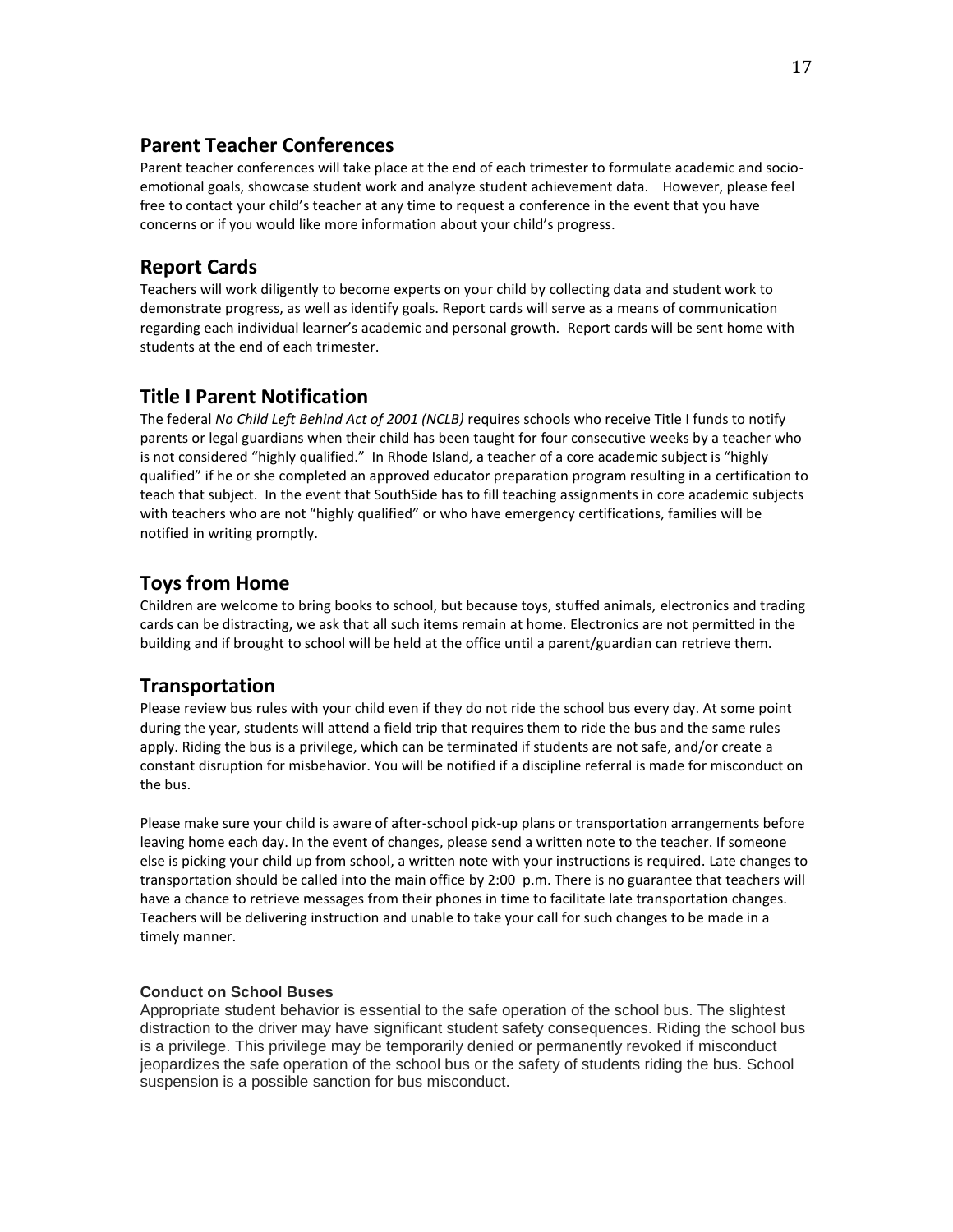## Parent Teacher Conferences

Parent teacher conferences will take place at the end of each trimester to formulate academic and socio-emotional goals, showcase student work and analyze student achievement data. However, please feel free to contact your child's teacher at any time to request a conference in the event that you have concerns or if you would like more information about your child's progress.

## Report Cards

Teachers will work diligently to become experts on your child by collecting data and student work to demonstrate progress, as well as identify goals. Report cards will serve as a means of communication regarding each individual learner's academic and personal growth. Report cards will be sent home with students at the end of each trimester.

## Title I Parent Notification

The federal *No Child Left Behind Act of 2001 (NCLB)* requires schools who receive Title I funds to notify parents or legal guardians when their child has been taught for four consecutive weeks by a teacher who is not considered "highly qualified." In Rhode Island, a teacher of a core academic subject is "highly qualified" if he or she completed an approved educator preparation program resulting in a certification to teach that subject. In the event that SouthSide has to fill teaching assignments in core academic subjects with teachers who are not "highly qualified" or who have emergency certifications, families will be notified in writing promptly.

## Toys from Home

Children are welcome to bring books to school, but because toys, stuffed animals, electronics and trading cards can be distracting, we ask that all such items remain at home. Electronics are not permitted in the building and if brought to school will be held at the office until a parent/guardian can retrieve them.

## Transportation

Please review bus rules with your child even if they do not ride the school bus every day. At some point during the year, students will attend a field trip that requires them to ride the bus and the same rules apply. Riding the bus is a privilege, which can be terminated if students are not safe, and/or create a constant disruption for misbehavior. You will be notified if a discipline referral is made for misconduct on the bus.

Please make sure your child is aware of after-school pick-up plans or transportation arrangements before leaving home each day. In the event of changes, please send a written note to the teacher. If someone else is picking your child up from school, a written note with your instructions is required. Late changes to transportation should be called into the main office by 2:00 p.m. There is no guarantee that teachers will have a chance to retrieve messages from their phones in time to facilitate late transportation changes. Teachers will be delivering instruction and unable to take your call for such changes to be made in a timely manner.

### Conduct on School Buses

Appropriate student behavior is essential to the safe operation of the school bus. The slightest distraction to the driver may have significant student safety consequences. Riding the school bus is a privilege. This privilege may be temporarily denied or permanently revoked if misconduct jeopardizes the safe operation of the school bus or the safety of students riding the bus. School suspension is a possible sanction for bus misconduct.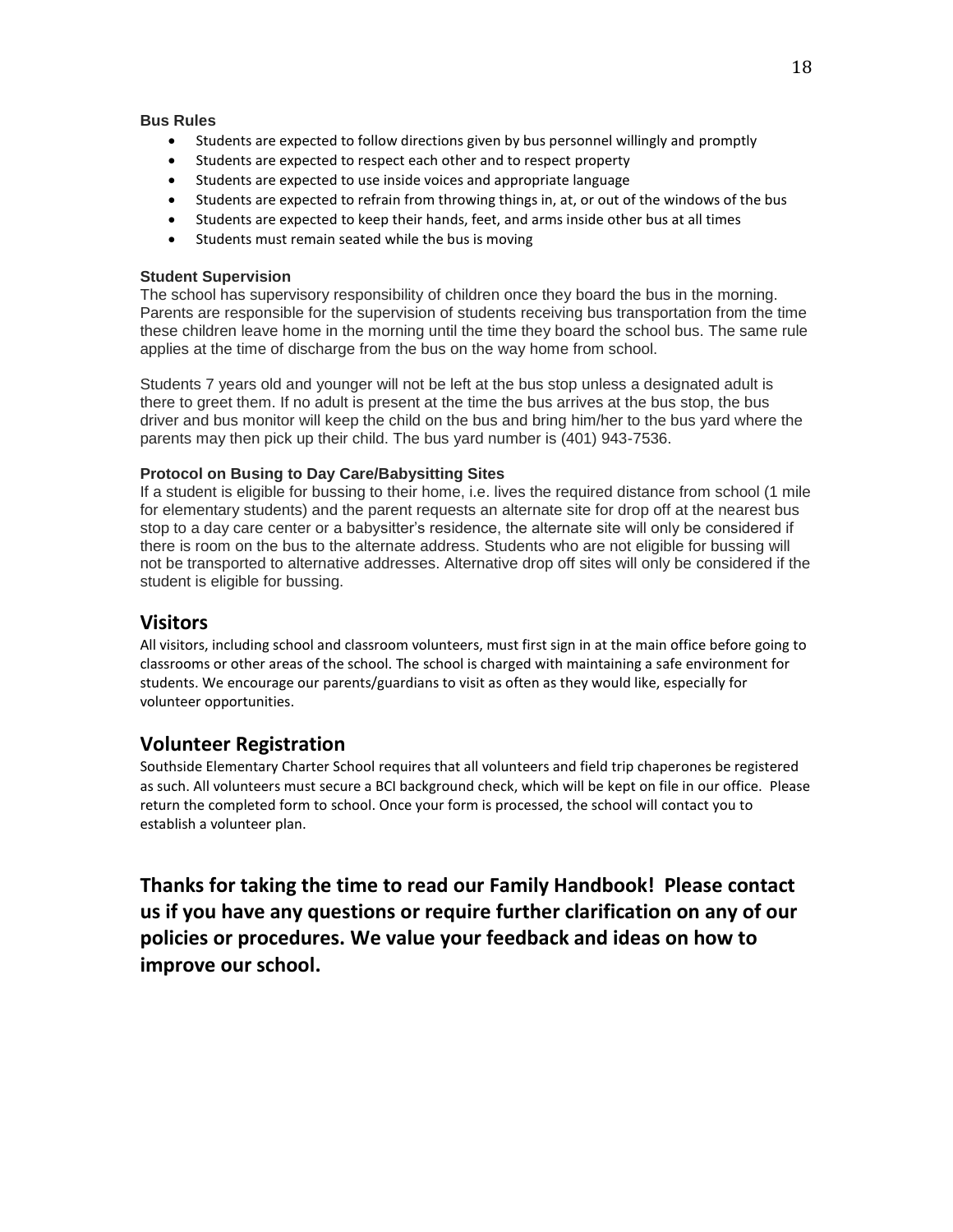### Bus Rules

- Students are expected to follow directions given by bus personnel willingly and promptly
- Students are expected to respect each other and to respect property
- Students are expected to use inside voices and appropriate language
- Students are expected to refrain from throwing things in, at, or out of the windows of the bus
- Students are expected to keep their hands, feet, and arms inside other bus at all times
- Students must remain seated while the bus is moving

### Student Supervision

The school has supervisory responsibility of children once they board the bus in the morning. Parents are responsible for the supervision of students receiving bus transportation from the time these children leave home in the morning until the time they board the school bus. The same rule applies at the time of discharge from the bus on the way home from school.

Students 7 years old and younger will not be left at the bus stop unless a designated adult is there to greet them. If no adult is present at the time the bus arrives at the bus stop, the bus driver and bus monitor will keep the child on the bus and bring him/her to the bus yard where the parents may then pick up their child. The bus yard number is (401) 943-7536.

### Protocol on Busing to Day Care/Babysitting Sites

If a student is eligible for bussing to their home, i.e. lives the required distance from school (1 mile for elementary students) and the parent requests an alternate site for drop off at the nearest bus stop to a day care center or a babysitter's residence, the alternate site will only be considered if there is room on the bus to the alternate address. Students who are not eligible for bussing will not be transported to alternative addresses. Alternative drop off sites will only be considered if the student is eligible for bussing.

## Visitors

All visitors, including school and classroom volunteers, must first sign in at the main office before going to classrooms or other areas of the school. The school is charged with maintaining a safe environment for students. We encourage our parents/guardians to visit as often as they would like, especially for volunteer opportunities.

## Volunteer Registration

Southside Elementary Charter School requires that all volunteers and field trip chaperones be registered as such. All volunteers must secure a BCI background check, which will be kept on file in our office. Please return the completed form to school. Once your form is processed, the school will contact you to establish a volunteer plan.

**Thanks for taking the time to read our Family Handbook! Please contact us if you have any questions or require further clarification on any of our policies or procedures. We value your feedback and ideas on how to improve our school.**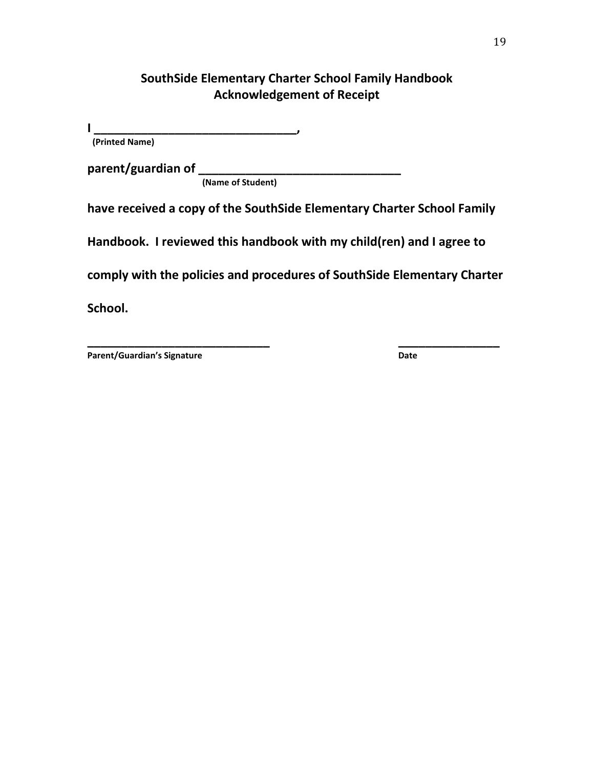## SouthSide Elementary Charter School Family Handbook
## Acknowledgement of Receipt

**I ______________________________,**
**(Printed Name)**

**parent/guardian of ______________________________**
**(Name of Student)**

**have received a copy of the SouthSide Elementary Charter School Family Handbook. I reviewed this handbook with my child(ren) and I agree to comply with the policies and procedures of SouthSide Elementary Charter School.**

______________________________ ________________
**Parent/Guardian's Signature** **Date**